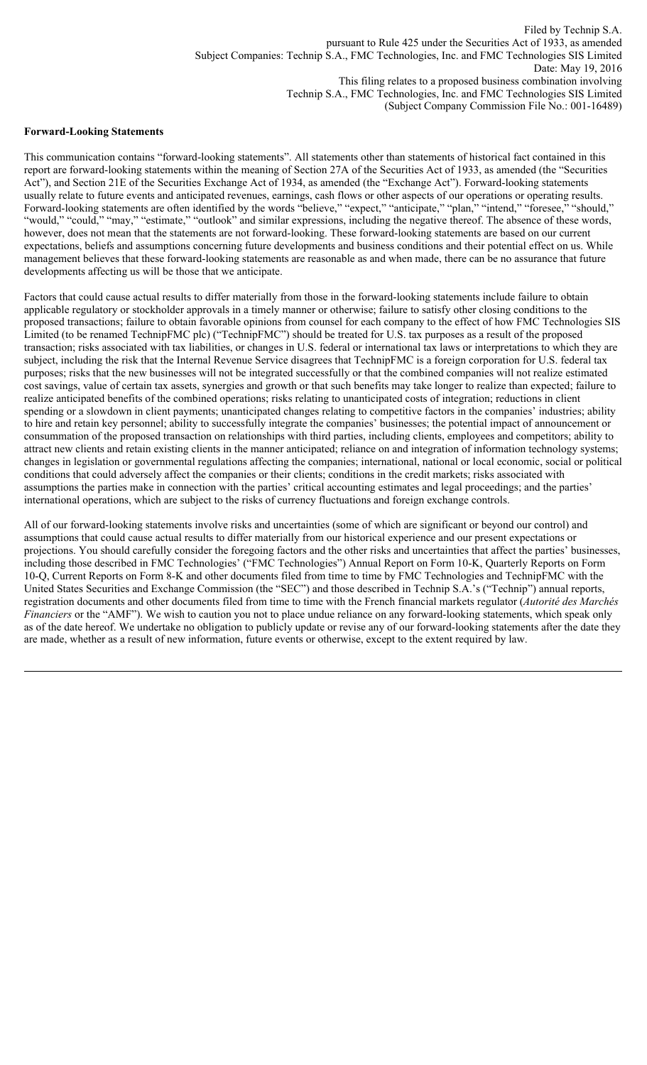Filed by Technip S.A.
pursuant to Rule 425 under the Securities Act of 1933, as amended
Subject Companies: Technip S.A., FMC Technologies, Inc. and FMC Technologies SIS Limited
Date: May 19, 2016
This filing relates to a proposed business combination involving
Technip S.A., FMC Technologies, Inc. and FMC Technologies SIS Limited
(Subject Company Commission File No.: 001-16489)

**Forward-Looking Statements**

This communication contains "forward-looking statements". All statements other than statements of historical fact contained in this report are forward-looking statements within the meaning of Section 27A of the Securities Act of 1933, as amended (the "Securities Act"), and Section 21E of the Securities Exchange Act of 1934, as amended (the "Exchange Act"). Forward-looking statements usually relate to future events and anticipated revenues, earnings, cash flows or other aspects of our operations or operating results. Forward-looking statements are often identified by the words "believe," "expect," "anticipate," "plan," "intend," "foresee," "should," "would," "could," "may," "estimate," "outlook" and similar expressions, including the negative thereof. The absence of these words, however, does not mean that the statements are not forward-looking. These forward-looking statements are based on our current expectations, beliefs and assumptions concerning future developments and business conditions and their potential effect on us. While management believes that these forward-looking statements are reasonable as and when made, there can be no assurance that future developments affecting us will be those that we anticipate.

Factors that could cause actual results to differ materially from those in the forward-looking statements include failure to obtain applicable regulatory or stockholder approvals in a timely manner or otherwise; failure to satisfy other closing conditions to the proposed transactions; failure to obtain favorable opinions from counsel for each company to the effect of how FMC Technologies SIS Limited (to be renamed TechnipFMC plc) ("TechnipFMC") should be treated for U.S. tax purposes as a result of the proposed transaction; risks associated with tax liabilities, or changes in U.S. federal or international tax laws or interpretations to which they are subject, including the risk that the Internal Revenue Service disagrees that TechnipFMC is a foreign corporation for U.S. federal tax purposes; risks that the new businesses will not be integrated successfully or that the combined companies will not realize estimated cost savings, value of certain tax assets, synergies and growth or that such benefits may take longer to realize than expected; failure to realize anticipated benefits of the combined operations; risks relating to unanticipated costs of integration; reductions in client spending or a slowdown in client payments; unanticipated changes relating to competitive factors in the companies' industries; ability to hire and retain key personnel; ability to successfully integrate the companies' businesses; the potential impact of announcement or consummation of the proposed transaction on relationships with third parties, including clients, employees and competitors; ability to attract new clients and retain existing clients in the manner anticipated; reliance on and integration of information technology systems; changes in legislation or governmental regulations affecting the companies; international, national or local economic, social or political conditions that could adversely affect the companies or their clients; conditions in the credit markets; risks associated with assumptions the parties make in connection with the parties' critical accounting estimates and legal proceedings; and the parties' international operations, which are subject to the risks of currency fluctuations and foreign exchange controls.

All of our forward-looking statements involve risks and uncertainties (some of which are significant or beyond our control) and assumptions that could cause actual results to differ materially from our historical experience and our present expectations or projections. You should carefully consider the foregoing factors and the other risks and uncertainties that affect the parties' businesses, including those described in FMC Technologies' ("FMC Technologies") Annual Report on Form 10-K, Quarterly Reports on Form 10-Q, Current Reports on Form 8-K and other documents filed from time to time by FMC Technologies and TechnipFMC with the United States Securities and Exchange Commission (the "SEC") and those described in Technip S.A.'s ("Technip") annual reports, registration documents and other documents filed from time to time with the French financial markets regulator (*Autorité des Marchés Financiers* or the "AMF"). We wish to caution you not to place undue reliance on any forward-looking statements, which speak only as of the date hereof. We undertake no obligation to publicly update or revise any of our forward-looking statements after the date they are made, whether as a result of new information, future events or otherwise, except to the extent required by law.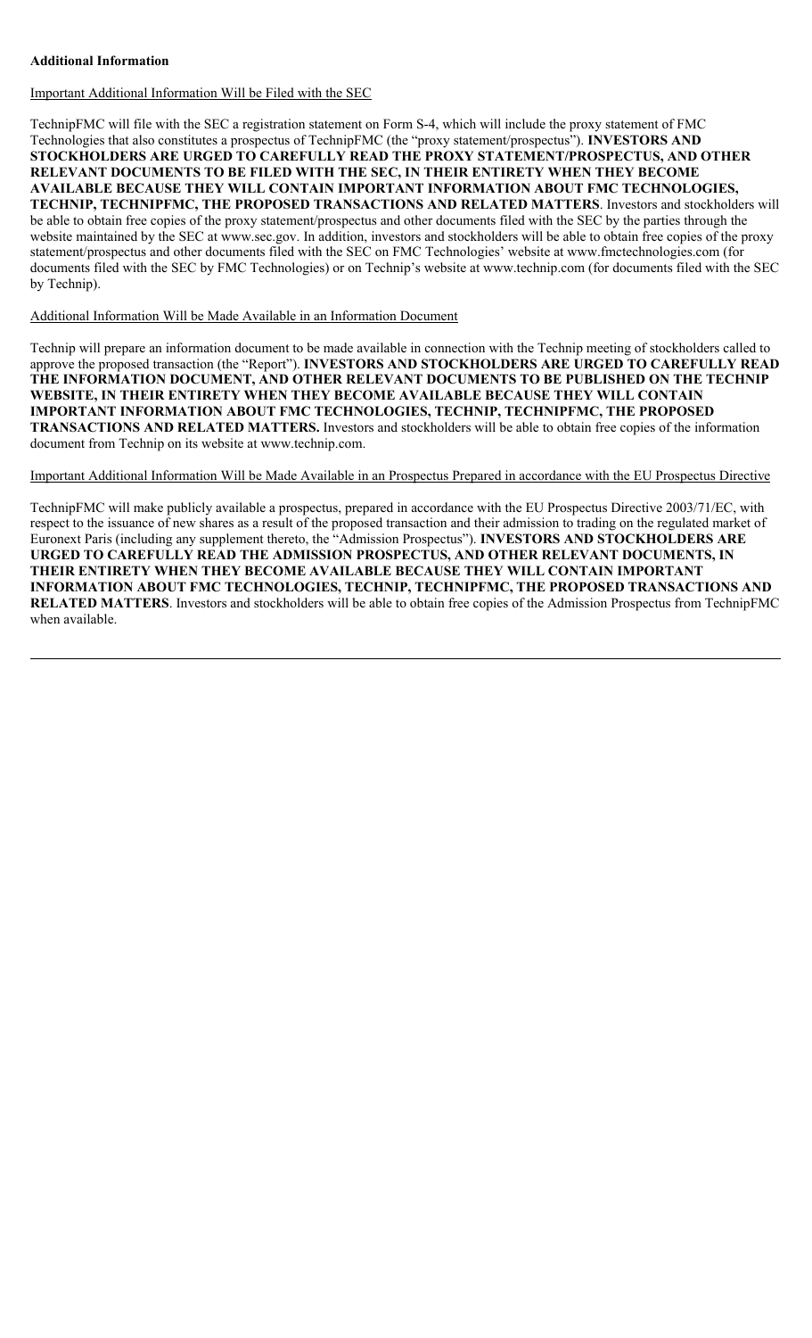**Additional Information**

Important Additional Information Will be Filed with the SEC

TechnipFMC will file with the SEC a registration statement on Form S-4, which will include the proxy statement of FMC Technologies that also constitutes a prospectus of TechnipFMC (the "proxy statement/prospectus"). **INVESTORS AND STOCKHOLDERS ARE URGED TO CAREFULLY READ THE PROXY STATEMENT/PROSPECTUS, AND OTHER RELEVANT DOCUMENTS TO BE FILED WITH THE SEC, IN THEIR ENTIRETY WHEN THEY BECOME AVAILABLE BECAUSE THEY WILL CONTAIN IMPORTANT INFORMATION ABOUT FMC TECHNOLOGIES, TECHNIP, TECHNIPFMC, THE PROPOSED TRANSACTIONS AND RELATED MATTERS**. Investors and stockholders will be able to obtain free copies of the proxy statement/prospectus and other documents filed with the SEC by the parties through the website maintained by the SEC at www.sec.gov. In addition, investors and stockholders will be able to obtain free copies of the proxy statement/prospectus and other documents filed with the SEC on FMC Technologies' website at www.fmctechnologies.com (for documents filed with the SEC by FMC Technologies) or on Technip's website at www.technip.com (for documents filed with the SEC by Technip).

Additional Information Will be Made Available in an Information Document

Technip will prepare an information document to be made available in connection with the Technip meeting of stockholders called to approve the proposed transaction (the "Report"). **INVESTORS AND STOCKHOLDERS ARE URGED TO CAREFULLY READ THE INFORMATION DOCUMENT, AND OTHER RELEVANT DOCUMENTS TO BE PUBLISHED ON THE TECHNIP WEBSITE, IN THEIR ENTIRETY WHEN THEY BECOME AVAILABLE BECAUSE THEY WILL CONTAIN IMPORTANT INFORMATION ABOUT FMC TECHNOLOGIES, TECHNIP, TECHNIPFMC, THE PROPOSED TRANSACTIONS AND RELATED MATTERS.** Investors and stockholders will be able to obtain free copies of the information document from Technip on its website at www.technip.com.

Important Additional Information Will be Made Available in an Prospectus Prepared in accordance with the EU Prospectus Directive

TechnipFMC will make publicly available a prospectus, prepared in accordance with the EU Prospectus Directive 2003/71/EC, with respect to the issuance of new shares as a result of the proposed transaction and their admission to trading on the regulated market of Euronext Paris (including any supplement thereto, the "Admission Prospectus"). **INVESTORS AND STOCKHOLDERS ARE URGED TO CAREFULLY READ THE ADMISSION PROSPECTUS, AND OTHER RELEVANT DOCUMENTS, IN THEIR ENTIRETY WHEN THEY BECOME AVAILABLE BECAUSE THEY WILL CONTAIN IMPORTANT INFORMATION ABOUT FMC TECHNOLOGIES, TECHNIP, TECHNIPFMC, THE PROPOSED TRANSACTIONS AND RELATED MATTERS**. Investors and stockholders will be able to obtain free copies of the Admission Prospectus from TechnipFMC when available.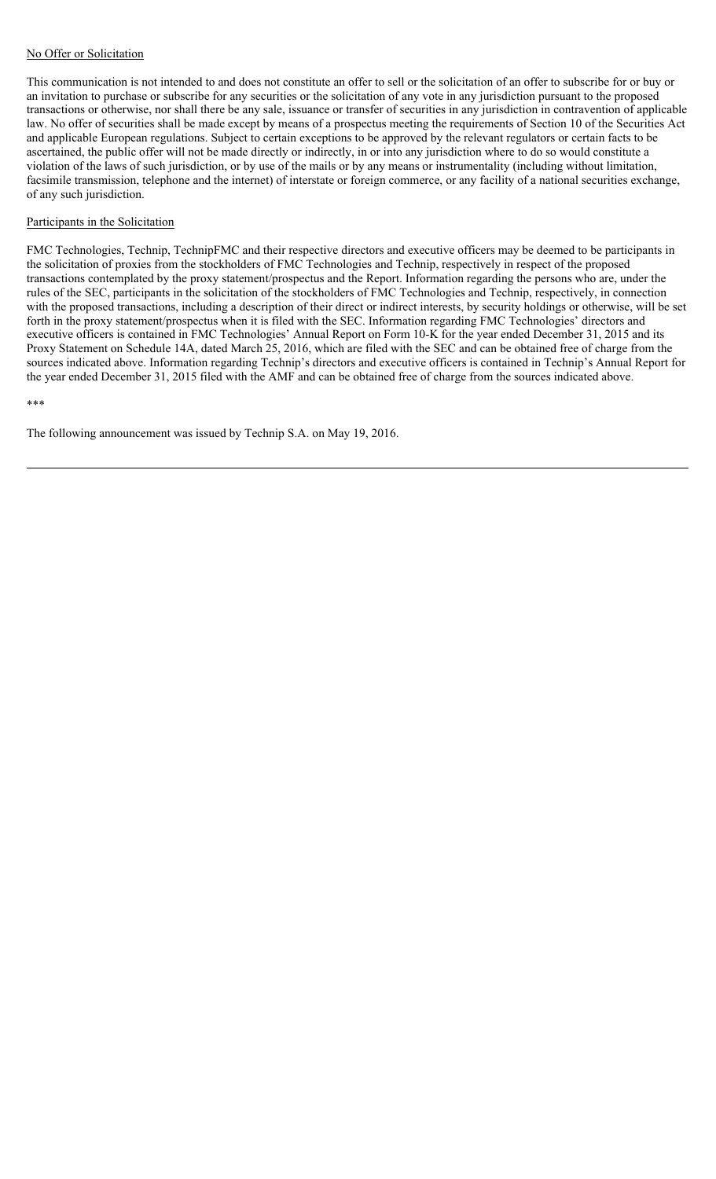No Offer or Solicitation

This communication is not intended to and does not constitute an offer to sell or the solicitation of an offer to subscribe for or buy or an invitation to purchase or subscribe for any securities or the solicitation of any vote in any jurisdiction pursuant to the proposed transactions or otherwise, nor shall there be any sale, issuance or transfer of securities in any jurisdiction in contravention of applicable law. No offer of securities shall be made except by means of a prospectus meeting the requirements of Section 10 of the Securities Act and applicable European regulations. Subject to certain exceptions to be approved by the relevant regulators or certain facts to be ascertained, the public offer will not be made directly or indirectly, in or into any jurisdiction where to do so would constitute a violation of the laws of such jurisdiction, or by use of the mails or by any means or instrumentality (including without limitation, facsimile transmission, telephone and the internet) of interstate or foreign commerce, or any facility of a national securities exchange, of any such jurisdiction.

Participants in the Solicitation

FMC Technologies, Technip, TechnipFMC and their respective directors and executive officers may be deemed to be participants in the solicitation of proxies from the stockholders of FMC Technologies and Technip, respectively in respect of the proposed transactions contemplated by the proxy statement/prospectus and the Report. Information regarding the persons who are, under the rules of the SEC, participants in the solicitation of the stockholders of FMC Technologies and Technip, respectively, in connection with the proposed transactions, including a description of their direct or indirect interests, by security holdings or otherwise, will be set forth in the proxy statement/prospectus when it is filed with the SEC. Information regarding FMC Technologies' directors and executive officers is contained in FMC Technologies' Annual Report on Form 10-K for the year ended December 31, 2015 and its Proxy Statement on Schedule 14A, dated March 25, 2016, which are filed with the SEC and can be obtained free of charge from the sources indicated above. Information regarding Technip's directors and executive officers is contained in Technip's Annual Report for the year ended December 31, 2015 filed with the AMF and can be obtained free of charge from the sources indicated above.

***

The following announcement was issued by Technip S.A. on May 19, 2016.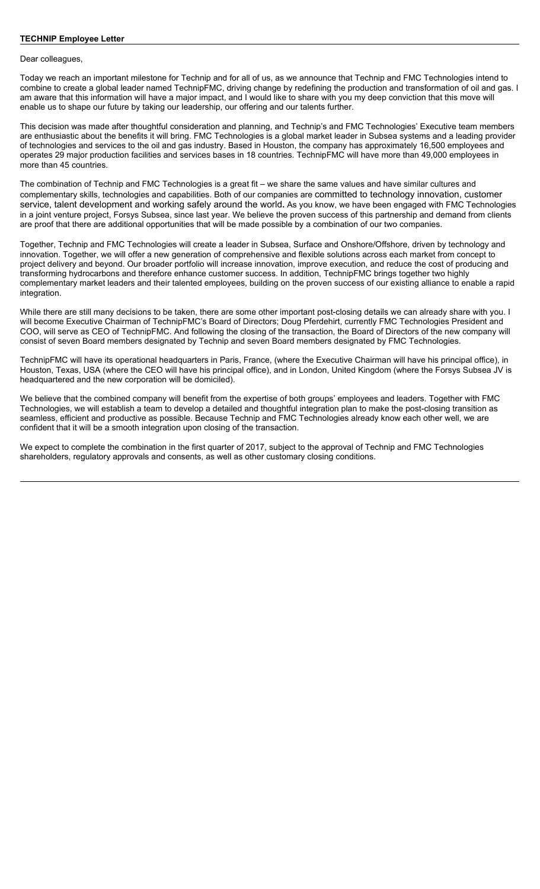**TECHNIP Employee Letter**

Dear colleagues,

Today we reach an important milestone for Technip and for all of us, as we announce that Technip and FMC Technologies intend to combine to create a global leader named TechnipFMC, driving change by redefining the production and transformation of oil and gas. I am aware that this information will have a major impact, and I would like to share with you my deep conviction that this move will enable us to shape our future by taking our leadership, our offering and our talents further.

This decision was made after thoughtful consideration and planning, and Technip's and FMC Technologies' Executive team members are enthusiastic about the benefits it will bring. FMC Technologies is a global market leader in Subsea systems and a leading provider of technologies and services to the oil and gas industry. Based in Houston, the company has approximately 16,500 employees and operates 29 major production facilities and services bases in 18 countries. TechnipFMC will have more than 49,000 employees in more than 45 countries.

The combination of Technip and FMC Technologies is a great fit – we share the same values and have similar cultures and complementary skills, technologies and capabilities. Both of our companies are committed to technology innovation, customer service, talent development and working safely around the world. As you know, we have been engaged with FMC Technologies in a joint venture project, Forsys Subsea, since last year. We believe the proven success of this partnership and demand from clients are proof that there are additional opportunities that will be made possible by a combination of our two companies.

Together, Technip and FMC Technologies will create a leader in Subsea, Surface and Onshore/Offshore, driven by technology and innovation. Together, we will offer a new generation of comprehensive and flexible solutions across each market from concept to project delivery and beyond. Our broader portfolio will increase innovation, improve execution, and reduce the cost of producing and transforming hydrocarbons and therefore enhance customer success. In addition, TechnipFMC brings together two highly complementary market leaders and their talented employees, building on the proven success of our existing alliance to enable a rapid integration.

While there are still many decisions to be taken, there are some other important post-closing details we can already share with you. I will become Executive Chairman of TechnipFMC's Board of Directors; Doug Pferdehirt, currently FMC Technologies President and COO, will serve as CEO of TechnipFMC. And following the closing of the transaction, the Board of Directors of the new company will consist of seven Board members designated by Technip and seven Board members designated by FMC Technologies.

TechnipFMC will have its operational headquarters in Paris, France, (where the Executive Chairman will have his principal office), in Houston, Texas, USA (where the CEO will have his principal office), and in London, United Kingdom (where the Forsys Subsea JV is headquartered and the new corporation will be domiciled).

We believe that the combined company will benefit from the expertise of both groups' employees and leaders. Together with FMC Technologies, we will establish a team to develop a detailed and thoughtful integration plan to make the post-closing transition as seamless, efficient and productive as possible. Because Technip and FMC Technologies already know each other well, we are confident that it will be a smooth integration upon closing of the transaction.

We expect to complete the combination in the first quarter of 2017, subject to the approval of Technip and FMC Technologies shareholders, regulatory approvals and consents, as well as other customary closing conditions.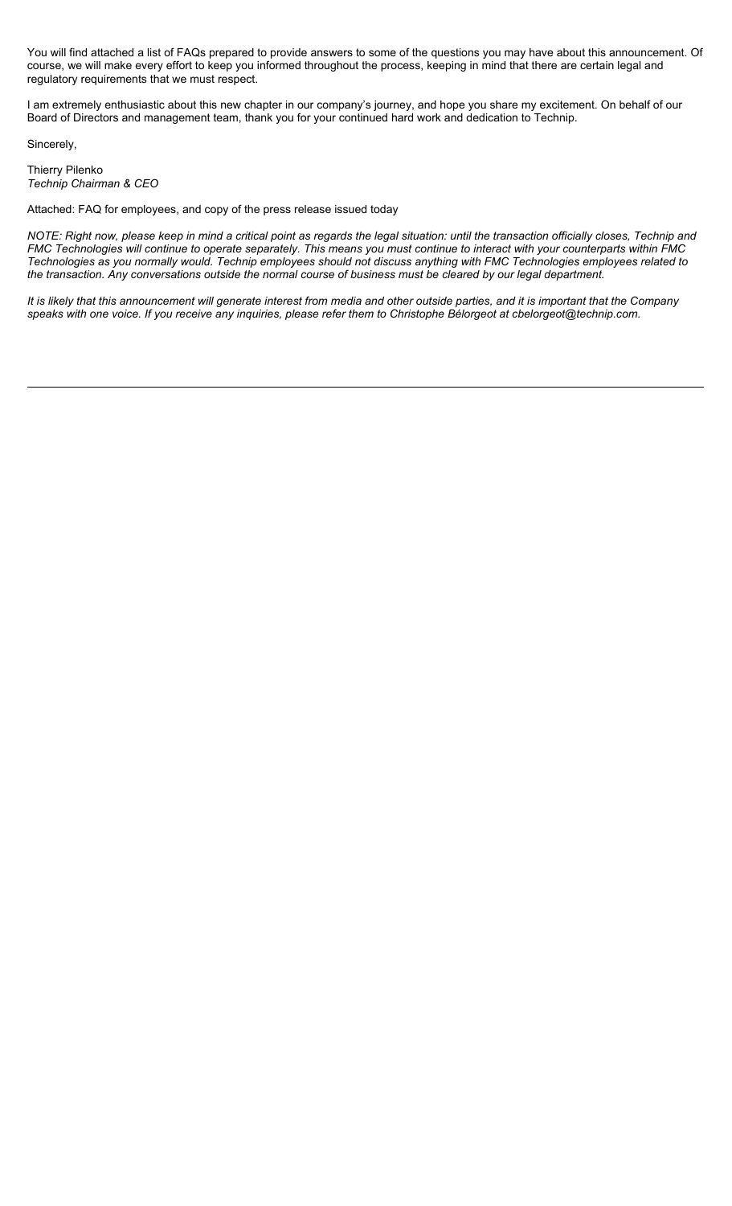You will find attached a list of FAQs prepared to provide answers to some of the questions you may have about this announcement. Of course, we will make every effort to keep you informed throughout the process, keeping in mind that there are certain legal and regulatory requirements that we must respect.

I am extremely enthusiastic about this new chapter in our company's journey, and hope you share my excitement. On behalf of our Board of Directors and management team, thank you for your continued hard work and dedication to Technip.

Sincerely,

Thierry Pilenko
*Technip Chairman & CEO*

Attached: FAQ for employees, and copy of the press release issued today

*NOTE: Right now, please keep in mind a critical point as regards the legal situation: until the transaction officially closes, Technip and FMC Technologies will continue to operate separately. This means you must continue to interact with your counterparts within FMC Technologies as you normally would. Technip employees should not discuss anything with FMC Technologies employees related to the transaction. Any conversations outside the normal course of business must be cleared by our legal department.*

*It is likely that this announcement will generate interest from media and other outside parties, and it is important that the Company speaks with one voice. If you receive any inquiries, please refer them to Christophe Bélorgeot at cbelorgeot@technip.com.*